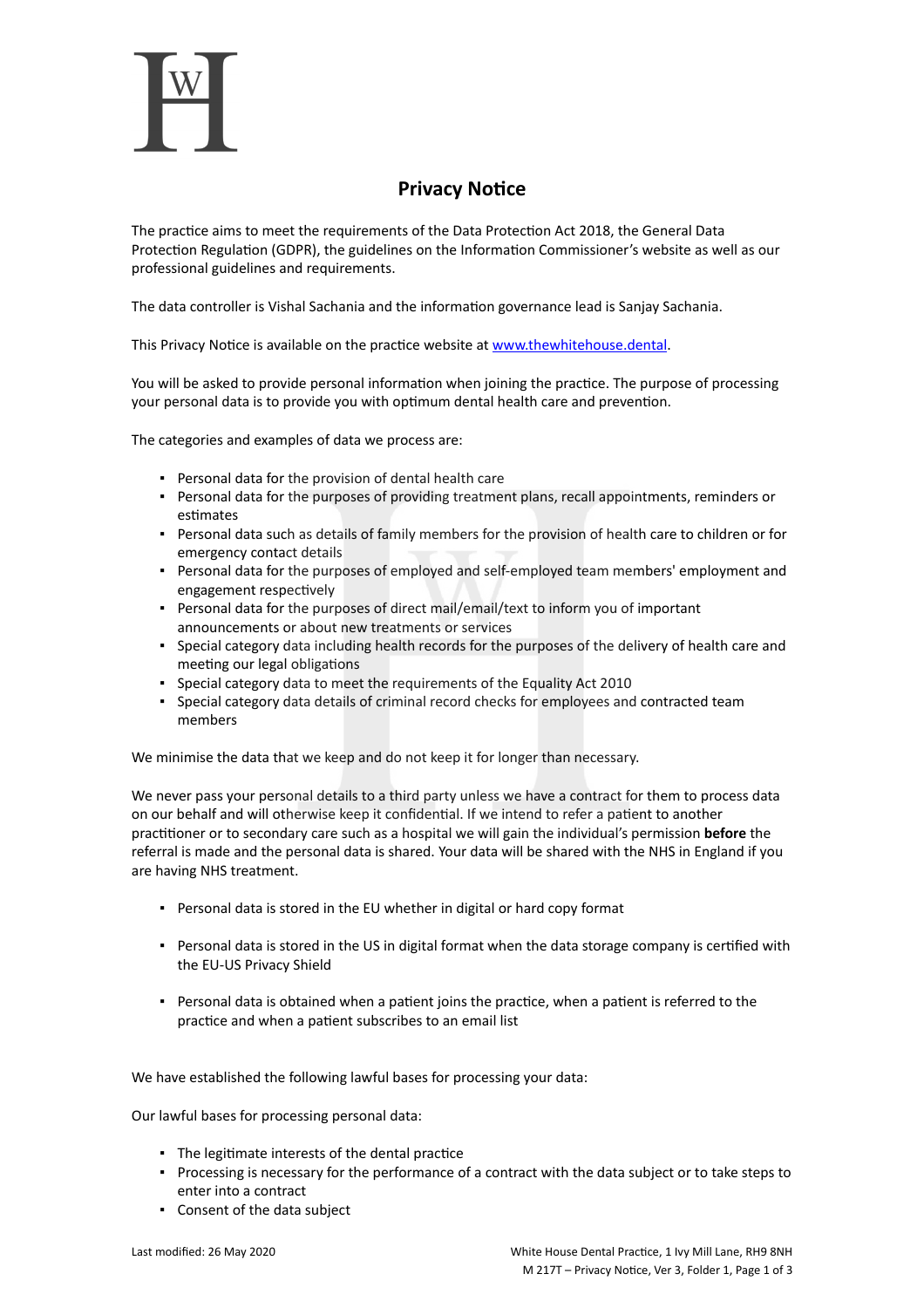# Privacy Notice

The practice aims to meet the requirements of the Data Protection Act 2018, the General Data Protection Regulation (GDPR), the guidelines on the Information Commissioner's website as well as our professional guidelines and requirements.

The data controller is Vishal Sachania and the information governance lead is Sanjay Sachania.

This Privacy Notice is available on the practice website at [www.thewhitehouse.dental](http://www.thewhitehouse.dental).

You will be asked to provide personal information when joining the practice. The purpose of processing your personal data is to provide you with optimum dental health care and prevention.

The categories and examples of data we process are:

- Personal data for the provision of dental health care
- Personal data for the purposes of providing treatment plans, recall appointments, reminders or estimates
- Personal data such as details of family members for the provision of health care to children or for emergency contact details
- Personal data for the purposes of employed and self-employed team members' employment and engagement respectively
- Personal data for the purposes of direct mail/email/text to inform you of important announcements or about new treatments or services
- Special category data including health records for the purposes of the delivery of health care and meeting our legal obligations
- Special category data to meet the requirements of the Equality Act 2010
- Special category data details of criminal record checks for employees and contracted team members

We minimise the data that we keep and do not keep it for longer than necessary.

We never pass your personal details to a third party unless we have a contract for them to process data on our behalf and will otherwise keep it confidential. If we intend to refer a patient to another practitioner or to secondary care such as a hospital we will gain the individual's permission **before** the referral is made and the personal data is shared. Your data will be shared with the NHS in England if you are having NHS treatment.

- Personal data is stored in the EU whether in digital or hard copy format
- Personal data is stored in the US in digital format when the data storage company is certified with the EU-US Privacy Shield
- Personal data is obtained when a patient joins the practice, when a patient is referred to the practice and when a patient subscribes to an email list

We have established the following lawful bases for processing your data:

Our lawful bases for processing personal data:

- The legitimate interests of the dental practice
- Processing is necessary for the performance of a contract with the data subject or to take steps to enter into a contract
- Consent of the data subject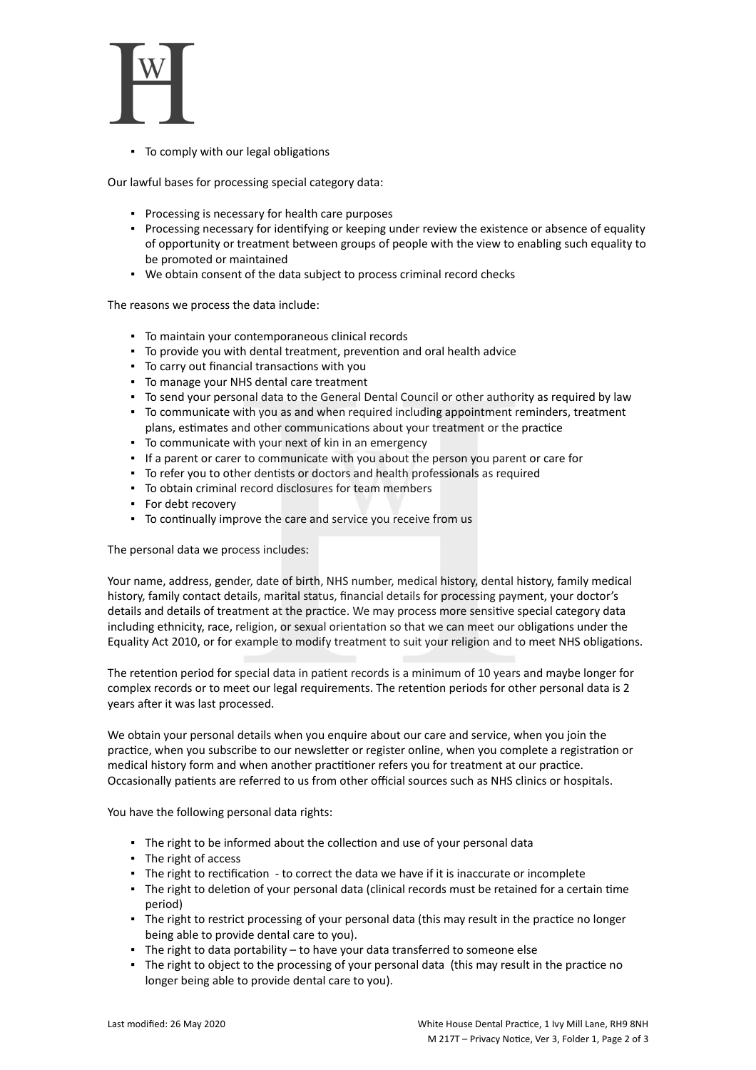- To comply with our legal obligations

Our lawful bases for processing special category data:

- Processing is necessary for health care purposes
- Processing necessary for identifying or keeping under review the existence or absence of equality of opportunity or treatment between groups of people with the view to enabling such equality to be promoted or maintained
- We obtain consent of the data subject to process criminal record checks

The reasons we process the data include:

- To maintain your contemporaneous clinical records
- To provide you with dental treatment, prevention and oral health advice
- To carry out financial transactions with you
- To manage your NHS dental care treatment
- To send your personal data to the General Dental Council or other authority as required by law
- To communicate with you as and when required including appointment reminders, treatment plans, estimates and other communications about your treatment or the practice
- To communicate with your next of kin in an emergency
- If a parent or carer to communicate with you about the person you parent or care for
- To refer you to other dentists or doctors and health professionals as required
- To obtain criminal record disclosures for team members
- For debt recovery
- To continually improve the care and service you receive from us

The personal data we process includes:

Your name, address, gender, date of birth, NHS number, medical history, dental history, family medical history, family contact details, marital status, financial details for processing payment, your doctor's details and details of treatment at the practice. We may process more sensitive special category data including ethnicity, race, religion, or sexual orientation so that we can meet our obligations under the Equality Act 2010, or for example to modify treatment to suit your religion and to meet NHS obligations.

The retention period for special data in patient records is a minimum of 10 years and maybe longer for complex records or to meet our legal requirements. The retention periods for other personal data is 2 years after it was last processed.

We obtain your personal details when you enquire about our care and service, when you join the practice, when you subscribe to our newsletter or register online, when you complete a registration or medical history form and when another practitioner refers you for treatment at our practice. Occasionally patients are referred to us from other official sources such as NHS clinics or hospitals.

You have the following personal data rights:

- The right to be informed about the collection and use of your personal data
- The right of access
- The right to rectification - to correct the data we have if it is inaccurate or incomplete
- The right to deletion of your personal data (clinical records must be retained for a certain time period)
- The right to restrict processing of your personal data (this may result in the practice no longer being able to provide dental care to you).
- The right to data portability – to have your data transferred to someone else
- The right to object to the processing of your personal data (this may result in the practice no longer being able to provide dental care to you).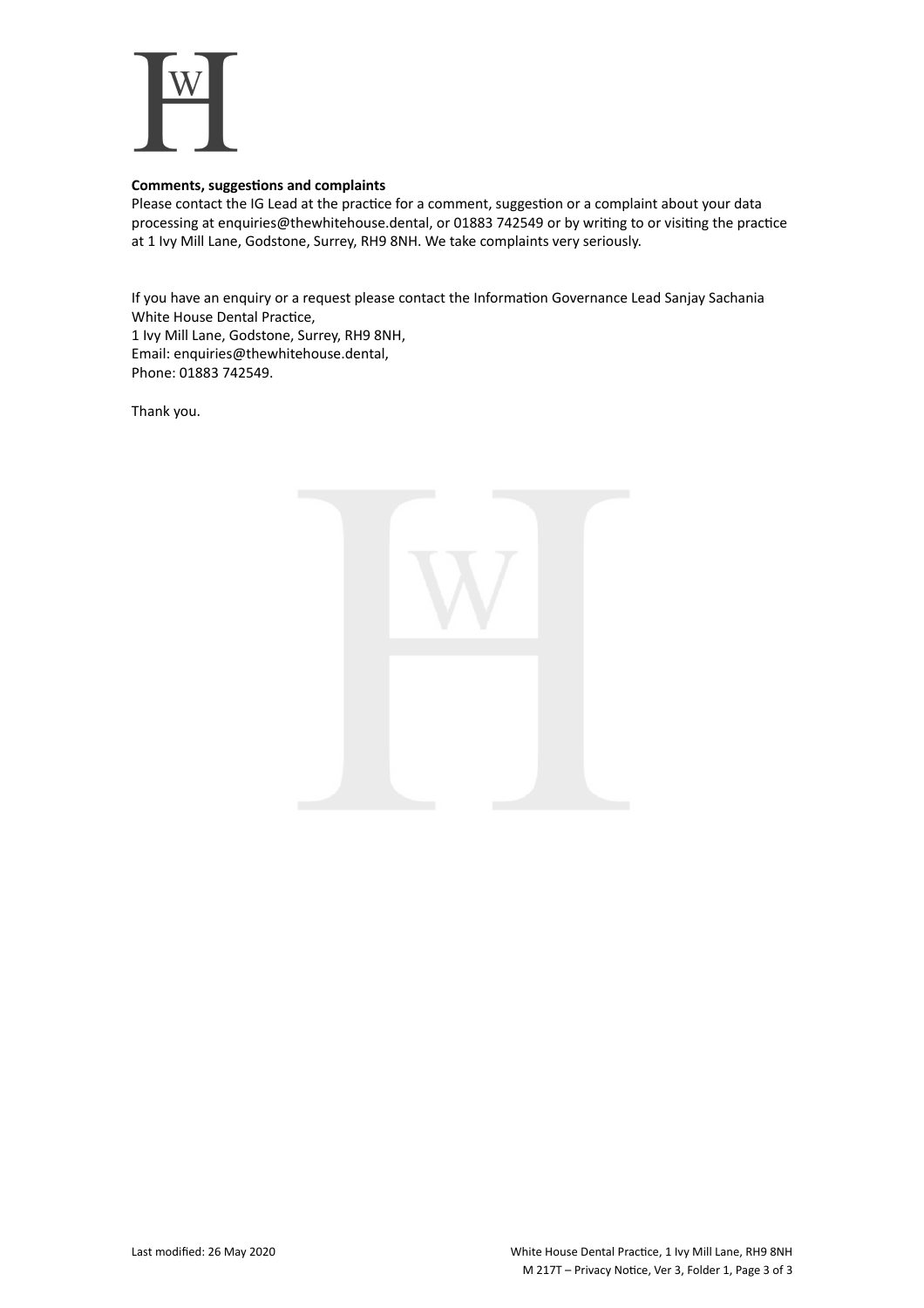**Comments, suggestions and complaints**

Please contact the IG Lead at the practice for a comment, suggestion or a complaint about your data processing at enquiries@thewhitehouse.dental, or 01883 742549 or by writing to or visiting the practice at 1 Ivy Mill Lane, Godstone, Surrey, RH9 8NH. We take complaints very seriously.

If you have an enquiry or a request please contact the Information Governance Lead Sanjay Sachania
White House Dental Practice,
1 Ivy Mill Lane, Godstone, Surrey, RH9 8NH,
Email: enquiries@thewhitehouse.dental,
Phone: 01883 742549.

Thank you.